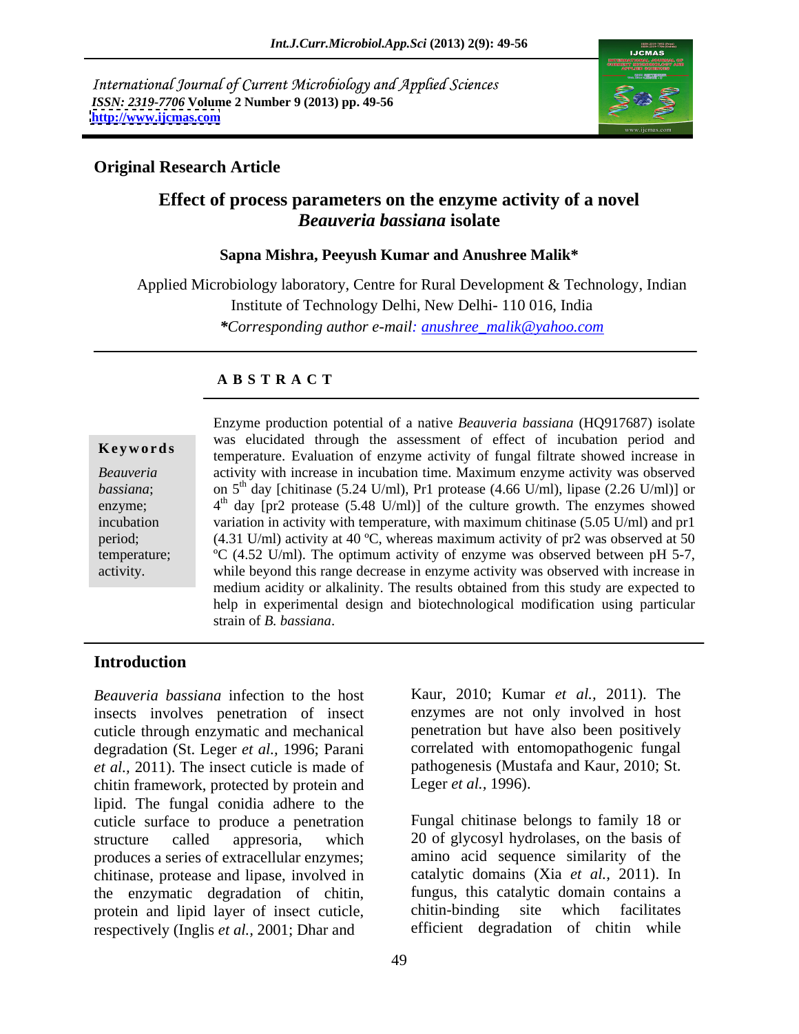International Journal of Current Microbiology and Applied Sciences
*ISSN: 2319-7706* **Volume 2 Number 9 (2013) pp. 49-56**
**http://www.ijcmas.com**

**Original Research Article**

# Effect of process parameters on the enzyme activity of a novel *Beauveria bassiana* isolate

**Sapna Mishra, Peeyush Kumar and Anushree Malik***

Applied Microbiology laboratory, Centre for Rural Development & Technology, Indian Institute of Technology Delhi, New Delhi- 110 016, India

**\*Corresponding author e-mail:** anushree_malik@yahoo.com

## A B S T R A C T

**Keywords**

*Beauveria bassiana*; enzyme; incubation period; temperature; activity.

Enzyme production potential of a native *Beauveria bassiana* (HQ917687) isolate was elucidated through the assessment of effect of incubation period and temperature. Evaluation of enzyme activity of fungal filtrate showed increase in activity with increase in incubation time. Maximum enzyme activity was observed on 5th day [chitinase (5.24 U/ml), Pr1 protease (4.66 U/ml), lipase (2.26 U/ml)] or 4th day [pr2 protease (5.48 U/ml)] of the culture growth. The enzymes showed variation in activity with temperature, with maximum chitinase (5.05 U/ml) and pr1 (4.31 U/ml) activity at 40 ºC, whereas maximum activity of pr2 was observed at 50 ºC (4.52 U/ml). The optimum activity of enzyme was observed between pH 5-7, while beyond this range decrease in enzyme activity was observed with increase in medium acidity or alkalinity. The results obtained from this study are expected to help in experimental design and biotechnological modification using particular strain of *B. bassiana*.

## Introduction

*Beauveria bassiana* infection to the host insects involves penetration of insect cuticle through enzymatic and mechanical degradation (St. Leger *et al.,* 1996; Parani *et al.,* 2011). The insect cuticle is made of chitin framework, protected by protein and lipid. The fungal conidia adhere to the cuticle surface to produce a penetration structure called appresoria, which produces a series of extracellular enzymes; chitinase, protease and lipase, involved in the enzymatic degradation of chitin, protein and lipid layer of insect cuticle, respectively (Inglis *et al.,* 2001; Dhar and Kaur, 2010; Kumar *et al.,* 2011). The enzymes are not only involved in host penetration but have also been positively correlated with entomopathogenic fungal pathogenesis (Mustafa and Kaur, 2010; St. Leger *et al.,* 1996).

Fungal chitinase belongs to family 18 or 20 of glycosyl hydrolases, on the basis of amino acid sequence similarity of the catalytic domains (Xia *et al.,* 2011). In fungus, this catalytic domain contains a chitin-binding site which facilitates efficient degradation of chitin while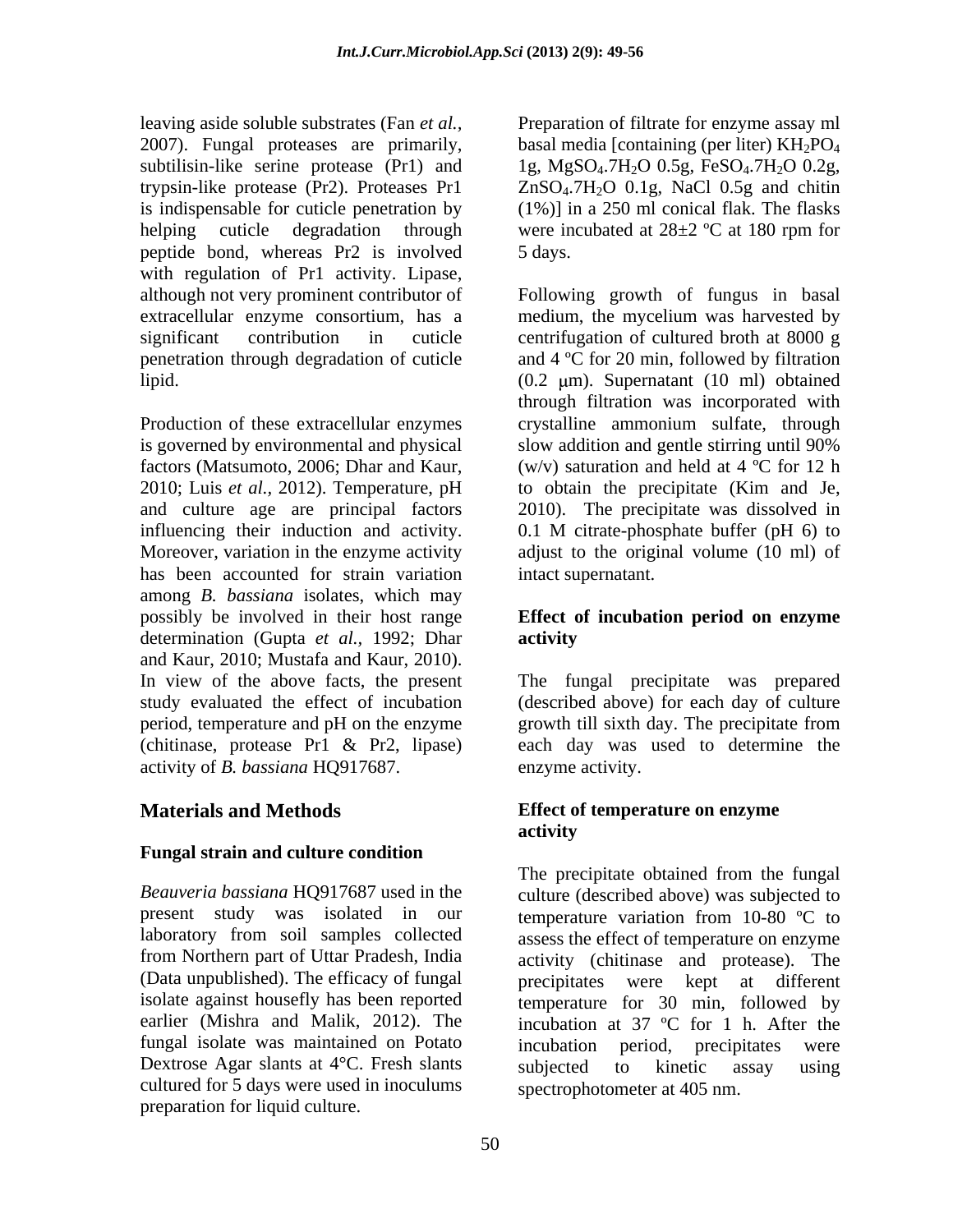leaving aside soluble substrates (Fan *et al.,* 2007). Fungal proteases are primarily, subtilisin-like serine protease (Pr1) and trypsin-like protease (Pr2). Proteases Pr1 is indispensable for cuticle penetration by helping cuticle degradation through peptide bond, whereas Pr2 is involved with regulation of Pr1 activity. Lipase, although not very prominent contributor of extracellular enzyme consortium, has a significant contribution in cuticle penetration through degradation of cuticle lipid.

Production of these extracellular enzymes is governed by environmental and physical factors (Matsumoto, 2006; Dhar and Kaur, 2010; Luis *et al.,* 2012). Temperature, pH and culture age are principal factors influencing their induction and activity. Moreover, variation in the enzyme activity has been accounted for strain variation among *B. bassiana* isolates, which may possibly be involved in their host range determination (Gupta *et al.,* 1992; Dhar and Kaur, 2010; Mustafa and Kaur, 2010). In view of the above facts, the present study evaluated the effect of incubation period, temperature and pH on the enzyme (chitinase, protease Pr1 & Pr2, lipase) activity of *B. bassiana* HQ917687.

## Materials and Methods

### Fungal strain and culture condition

*Beauveria bassiana* HQ917687 used in the present study was isolated in our laboratory from soil samples collected from Northern part of Uttar Pradesh, India (Data unpublished). The efficacy of fungal isolate against housefly has been reported earlier (Mishra and Malik, 2012). The fungal isolate was maintained on Potato Dextrose Agar slants at 4°C. Fresh slants cultured for 5 days were used in inoculums preparation for liquid culture.

Preparation of filtrate for enzyme assay ml basal media [containing (per liter) $KH_2PO_4$ 1g, $MgSO_4.7H_2O$ 0.5g, $FeSO_4.7H_2O$ 0.2g, $ZnSO_4.7H_2O$ 0.1g, NaCl 0.5g and chitin (1%)] in a 250 ml conical flak. The flasks were incubated at 28±2 ºC at 180 rpm for 5 days.

Following growth of fungus in basal medium, the mycelium was harvested by centrifugation of cultured broth at 8000 g and 4 ºC for 20 min, followed by filtration (0.2 μm). Supernatant (10 ml) obtained through filtration was incorporated with crystalline ammonium sulfate, through slow addition and gentle stirring until 90% (w/v) saturation and held at 4 ºC for 12 h to obtain the precipitate (Kim and Je, 2010). The precipitate was dissolved in 0.1 M citrate-phosphate buffer (pH 6) to adjust to the original volume (10 ml) of intact supernatant.

### Effect of incubation period on enzyme activity

The fungal precipitate was prepared (described above) for each day of culture growth till sixth day. The precipitate from each day was used to determine the enzyme activity.

### Effect of temperature on enzyme activity

The precipitate obtained from the fungal culture (described above) was subjected to temperature variation from 10-80 ºC to assess the effect of temperature on enzyme activity (chitinase and protease). The precipitates were kept at different temperature for 30 min, followed by incubation at 37 ºC for 1 h. After the incubation period, precipitates were subjected to kinetic assay using spectrophotometer at 405 nm.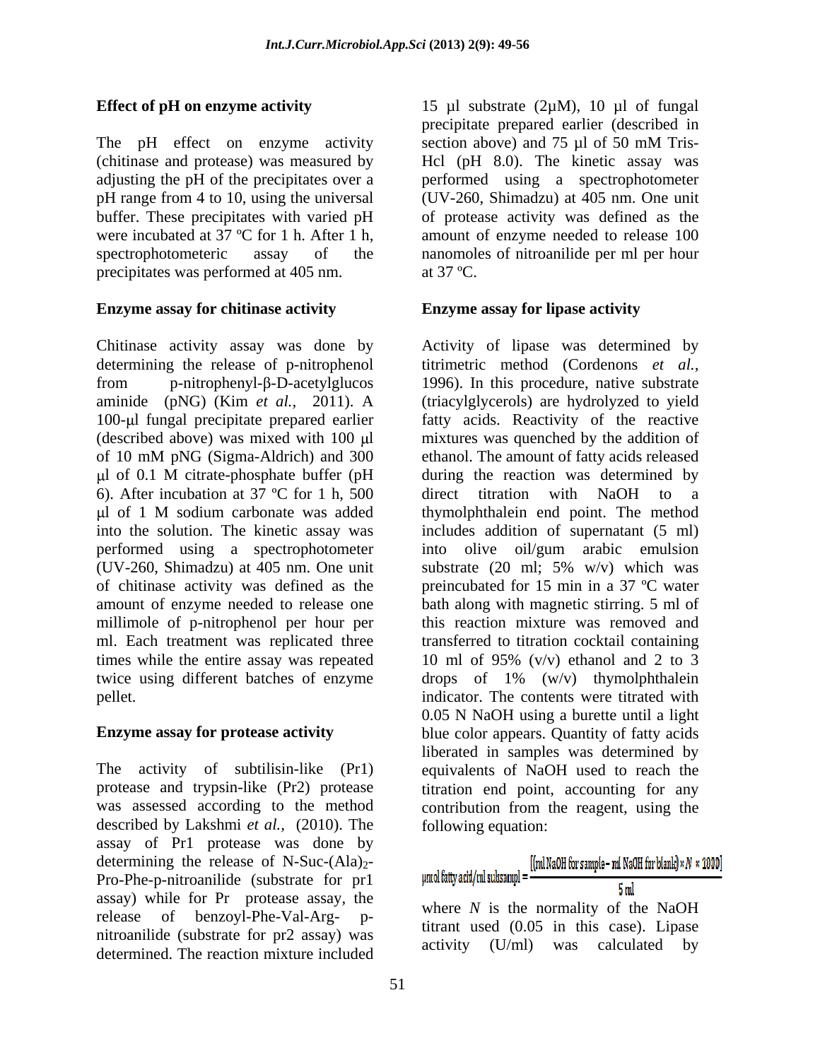### Effect of pH on enzyme activity

The pH effect on enzyme activity (chitinase and protease) was measured by adjusting the pH of the precipitates over a pH range from 4 to 10, using the universal buffer. These precipitates with varied pH were incubated at 37 ºC for 1 h. After 1 h, spectrophotometeric assay of the precipitates was performed at 405 nm.

### Enzyme assay for chitinase activity

Chitinase activity assay was done by determining the release of p-nitrophenol from p-nitrophenyl-β-D-acetylglucosaminide (pNG) (Kim *et al.,* 2011). A 100-μl fungal precipitate prepared earlier (described above) was mixed with 100 μl of 10 mM pNG (Sigma-Aldrich) and 300 μl of 0.1 M citrate-phosphate buffer (pH 6). After incubation at 37 ºC for 1 h, 500 μl of 1 M sodium carbonate was added into the solution. The kinetic assay was performed using a spectrophotometer (UV-260, Shimadzu) at 405 nm. One unit of chitinase activity was defined as the amount of enzyme needed to release one millimole of p-nitrophenol per hour per ml. Each treatment was replicated three times while the entire assay was repeated twice using different batches of enzyme pellet.

### Enzyme assay for protease activity

The activity of subtilisin-like (Pr1) protease and trypsin-like (Pr2) protease was assessed according to the method described by Lakshmi *et al.,* (2010). The assay of Pr1 protease was done by determining the release of N-Suc-$(Ala)_2$-Pro-Phe-p-nitroanilide (substrate for pr1 assay) while for Pr protease assay, the release of benzoyl-Phe-Val-Arg- p-nitroanilide (substrate for pr2 assay) was determined. The reaction mixture included 15 μl substrate (2μM), 10 μl of fungal precipitate prepared earlier (described in section above) and 75 μl of 50 mM Tris-Hcl (pH 8.0). The kinetic assay was performed using a spectrophotometer (UV-260, Shimadzu) at 405 nm. One unit of protease activity was defined as the amount of enzyme needed to release 100 nanomoles of nitroanilide per ml per hour at 37 ºC.

### Enzyme assay for lipase activity

Activity of lipase was determined by titrimetric method (Cordenons *et al.,* 1996). In this procedure, native substrate (triacylglycerols) are hydrolyzed to yield fatty acids. Reactivity of the reactive mixtures was quenched by the addition of ethanol. The amount of fatty acids released during the reaction was determined by direct titration with NaOH to a thymolphthalein end point. The method includes addition of supernatant (5 ml) into olive oil/gum arabic emulsion substrate (20 ml; 5% w/v) which was preincubated for 15 min in a 37 ºC water bath along with magnetic stirring. 5 ml of this reaction mixture was removed and transferred to titration cocktail containing 10 ml of 95% (v/v) ethanol and 2 to 3 drops of 1% (w/v) thymolphthalein indicator. The contents were titrated with 0.05 N NaOH using a burette until a light blue color appears. Quantity of fatty acids liberated in samples was determined by equivalents of NaOH used to reach the titration end point, accounting for any contribution from the reagent, using the following equation:

$$\mu\text{mol fatty acid/ml subsampl} = \frac{[(\text{ml NaOH for sample} - \text{ml NaOH for blank}) \times N \times 1000]}{5\ \text{ml}}$$

where $N$ is the normality of the NaOH titrant used (0.05 in this case). Lipase activity (U/ml) was calculated by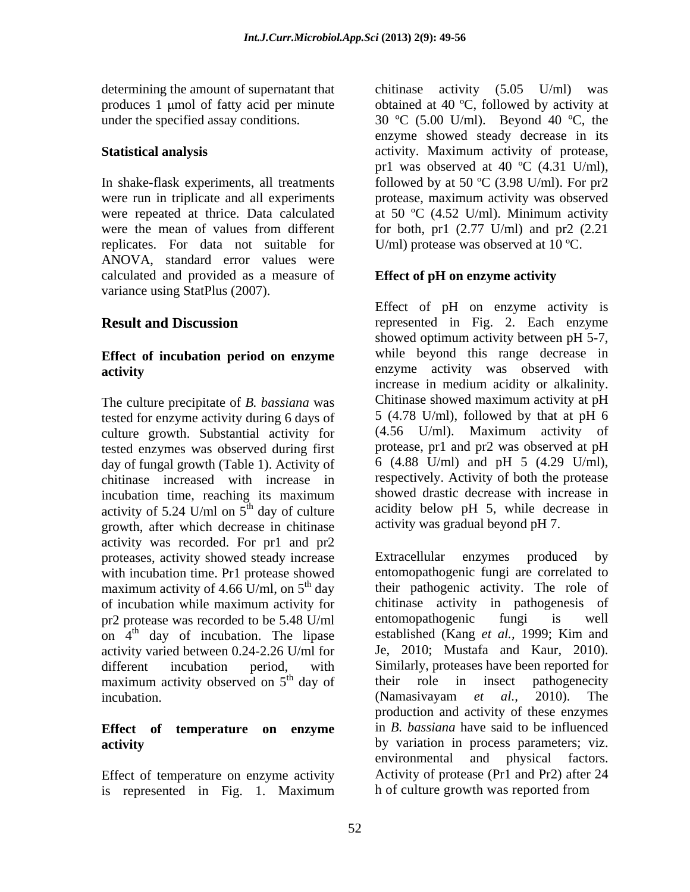determining the amount of supernatant that produces 1 μmol of fatty acid per minute under the specified assay conditions.

## Statistical analysis

In shake-flask experiments, all treatments were run in triplicate and all experiments were repeated at thrice. Data calculated were the mean of values from different replicates. For data not suitable for ANOVA, standard error values were calculated and provided as a measure of variance using StatPlus (2007).

## Result and Discussion

### Effect of incubation period on enzyme activity

The culture precipitate of *B. bassiana* was tested for enzyme activity during 6 days of culture growth. Substantial activity for tested enzymes was observed during first day of fungal growth (Table 1). Activity of chitinase increased with increase in incubation time, reaching its maximum activity of 5.24 U/ml on $5^{th}$ day of culture growth, after which decrease in chitinase activity was recorded. For pr1 and pr2 proteases, activity showed steady increase with incubation time. Pr1 protease showed maximum activity of 4.66 U/ml, on $5^{th}$ day of incubation while maximum activity for pr2 protease was recorded to be 5.48 U/ml on $4^{th}$ day of incubation. The lipase activity varied between 0.24-2.26 U/ml for different incubation period, with maximum activity observed on $5^{th}$ day of incubation.

### Effect of temperature on enzyme activity

Effect of temperature on enzyme activity is represented in Fig. 1. Maximum chitinase activity (5.05 U/ml) was obtained at 40 ºC, followed by activity at 30 ºC (5.00 U/ml). Beyond 40 ºC, the enzyme showed steady decrease in its activity. Maximum activity of protease, pr1 was observed at 40 ºC (4.31 U/ml), followed by at 50 ºC (3.98 U/ml). For pr2 protease, maximum activity was observed at 50 ºC (4.52 U/ml). Minimum activity for both, pr1 (2.77 U/ml) and pr2 (2.21 U/ml) protease was observed at 10 ºC.

### Effect of pH on enzyme activity

Effect of pH on enzyme activity is represented in Fig. 2. Each enzyme showed optimum activity between pH 5-7, while beyond this range decrease in enzyme activity was observed with increase in medium acidity or alkalinity. Chitinase showed maximum activity at pH 5 (4.78 U/ml), followed by that at pH 6 (4.56 U/ml). Maximum activity of protease, pr1 and pr2 was observed at pH 6 (4.88 U/ml) and pH 5 (4.29 U/ml), respectively. Activity of both the protease showed drastic decrease with increase in acidity below pH 5, while decrease in activity was gradual beyond pH 7.

Extracellular enzymes produced by entomopathogenic fungi are correlated to their pathogenic activity. The role of chitinase activity in pathogenesis of entomopathogenic fungi is well established (Kang *et al.,* 1999; Kim and Je, 2010; Mustafa and Kaur, 2010). Similarly, proteases have been reported for their role in insect pathogenecity (Namasivayam *et al.,* 2010). The production and activity of these enzymes in *B. bassiana* have said to be influenced by variation in process parameters; viz. environmental and physical factors. Activity of protease (Pr1 and Pr2) after 24 h of culture growth was reported from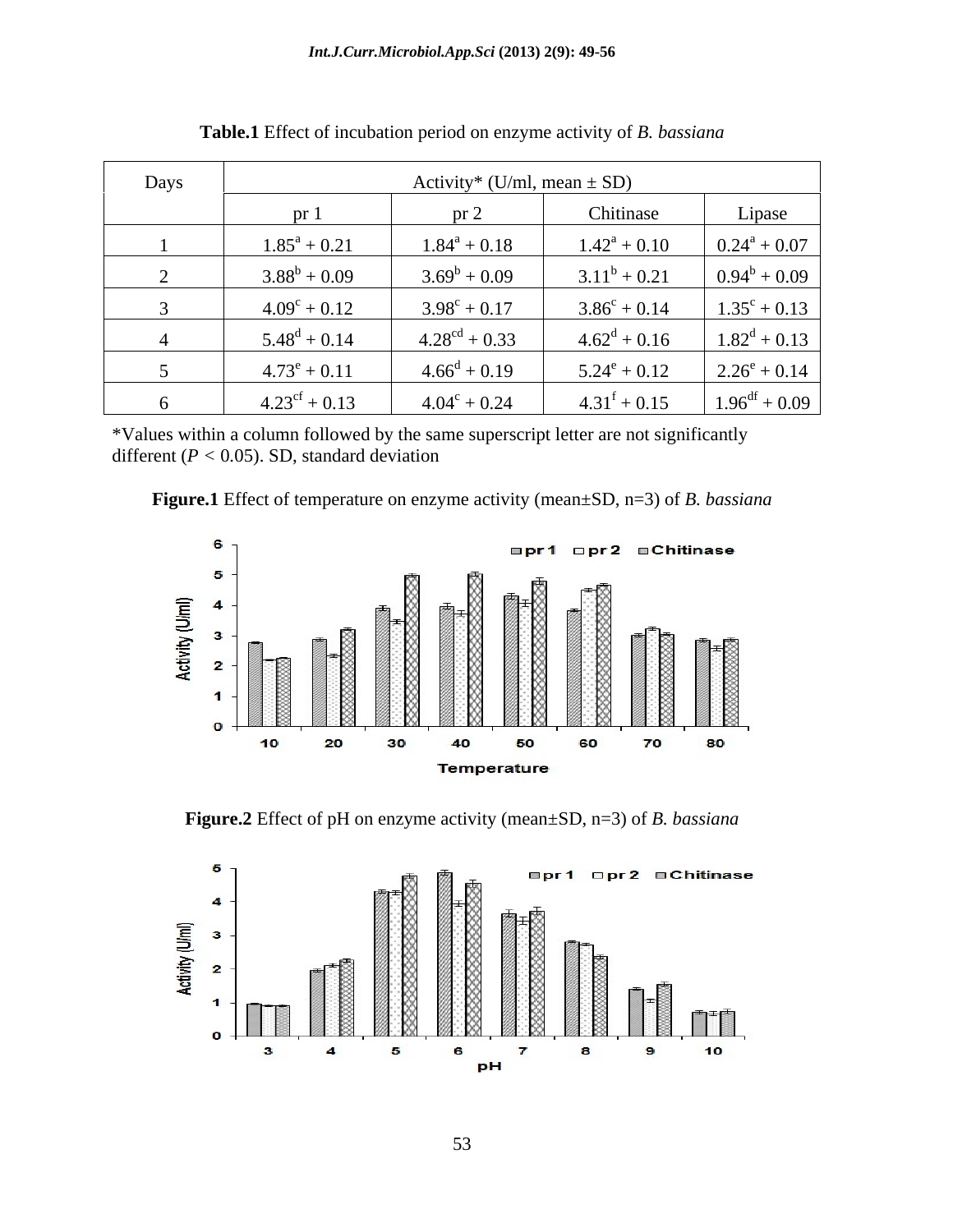**Table.1** Effect of incubation period on enzyme activity of *B. bassiana*

| Days | Activity* (U/ml, mean ± SD) | | | |
|---|---|---|---|---|
| | pr 1 | pr 2 | Chitinase | Lipase |
| 1 | $1.85^{a} + 0.21$ | $1.84^{a} + 0.18$ | $1.42^{a} + 0.10$ | $0.24^{a} + 0.07$ |
| 2 | $3.88^{b} + 0.09$ | $3.69^{b} + 0.09$ | $3.11^{b} + 0.21$ | $0.94^{b} + 0.09$ |
| 3 | $4.09^{c} + 0.12$ | $3.98^{c} + 0.17$ | $3.86^{c} + 0.14$ | $1.35^{c} + 0.13$ |
| 4 | $5.48^{d} + 0.14$ | $4.28^{cd} + 0.33$ | $4.62^{d} + 0.16$ | $1.82^{d} + 0.13$ |
| 5 | $4.73^{e} + 0.11$ | $4.66^{d} + 0.19$ | $5.24^{e} + 0.12$ | $2.26^{e} + 0.14$ |
| 6 | $4.23^{cf} + 0.13$ | $4.04^{c} + 0.24$ | $4.31^{f} + 0.15$ | $1.96^{df} + 0.09$ |

*Values within a column followed by the same superscript letter are not significantly different ($P < 0.05$). SD, standard deviation

**Figure.1** Effect of temperature on enzyme activity (mean±SD, n=3) of *B. bassiana*

**Figure.2** Effect of pH on enzyme activity (mean±SD, n=3) of *B. bassiana*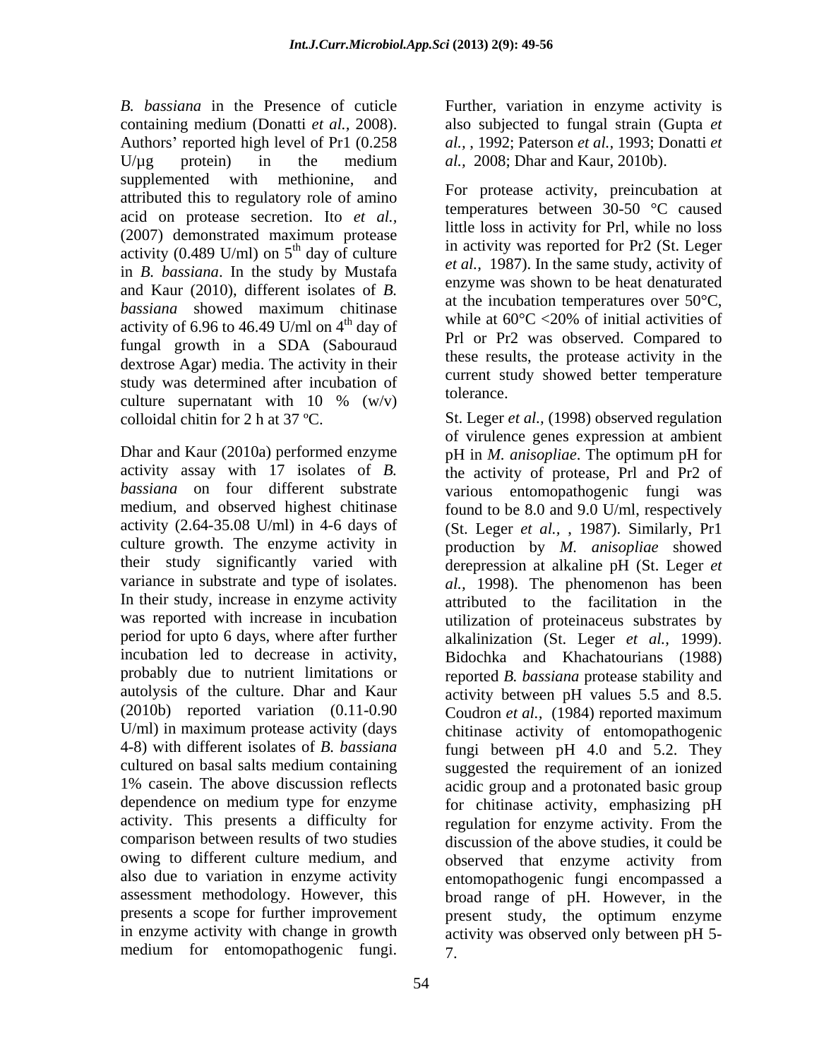*B. bassiana* in the Presence of cuticle containing medium (Donatti *et al.,* 2008). Authors' reported high level of Pr1 (0.258 U/µg protein) in the medium supplemented with methionine, and attributed this to regulatory role of amino acid on protease secretion. Ito *et al.,* (2007) demonstrated maximum protease activity (0.489 U/ml) on 5$^{th}$ day of culture in *B. bassiana*. In the study by Mustafa and Kaur (2010), different isolates of *B. bassiana* showed maximum chitinase activity of 6.96 to 46.49 U/ml on 4$^{th}$ day of fungal growth in a SDA (Sabouraud dextrose Agar) media. The activity in their study was determined after incubation of culture supernatant with 10 % (w/v) colloidal chitin for 2 h at 37 ºC.

Dhar and Kaur (2010a) performed enzyme activity assay with 17 isolates of *B. bassiana* on four different substrate medium, and observed highest chitinase activity (2.64-35.08 U/ml) in 4-6 days of culture growth. The enzyme activity in their study significantly varied with variance in substrate and type of isolates. In their study, increase in enzyme activity was reported with increase in incubation period for upto 6 days, where after further incubation led to decrease in activity, probably due to nutrient limitations or autolysis of the culture. Dhar and Kaur (2010b) reported variation (0.11-0.90 U/ml) in maximum protease activity (days 4-8) with different isolates of *B. bassiana* cultured on basal salts medium containing 1% casein. The above discussion reflects dependence on medium type for enzyme activity. This presents a difficulty for comparison between results of two studies owing to different culture medium, and also due to variation in enzyme activity assessment methodology. However, this presents a scope for further improvement in enzyme activity with change in growth medium for entomopathogenic fungi. Further, variation in enzyme activity is also subjected to fungal strain (Gupta *et al.,* , 1992; Paterson *et al.,* 1993; Donatti *et al.,* 2008; Dhar and Kaur, 2010b).

For protease activity, preincubation at temperatures between 30-50 °C caused little loss in activity for Prl, while no loss in activity was reported for Pr2 (St. Leger *et al.,* 1987). In the same study, activity of enzyme was shown to be heat denaturated at the incubation temperatures over 50°C, while at 60°C <20% of initial activities of Prl or Pr2 was observed. Compared to these results, the protease activity in the current study showed better temperature tolerance.

St. Leger *et al.,* (1998) observed regulation of virulence genes expression at ambient pH in *M. anisopliae*. The optimum pH for the activity of protease, Prl and Pr2 of various entomopathogenic fungi was found to be 8.0 and 9.0 U/ml, respectively (St. Leger *et al.,* , 1987). Similarly, Pr1 production by *M. anisopliae* showed derepression at alkaline pH (St. Leger *et al.,* 1998). The phenomenon has been attributed to the facilitation in the utilization of proteinaceus substrates by alkalinization (St. Leger *et al.,* 1999). Bidochka and Khachatourians (1988) reported *B. bassiana* protease stability and activity between pH values 5.5 and 8.5. Coudron *et al.,* (1984) reported maximum chitinase activity of entomopathogenic fungi between pH 4.0 and 5.2. They suggested the requirement of an ionized acidic group and a protonated basic group for chitinase activity, emphasizing pH regulation for enzyme activity. From the discussion of the above studies, it could be observed that enzyme activity from entomopathogenic fungi encompassed a broad range of pH. However, in the present study, the optimum enzyme activity was observed only between pH 5-7.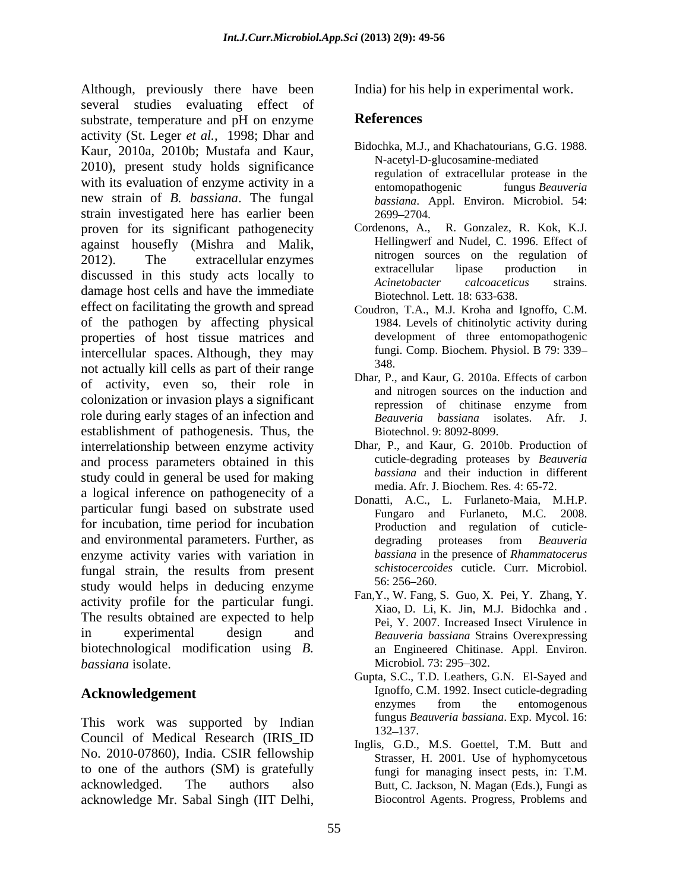Although, previously there have been several studies evaluating effect of substrate, temperature and pH on enzyme activity (St. Leger *et al.*, 1998; Dhar and Kaur, 2010a, 2010b; Mustafa and Kaur, 2010), present study holds significance with its evaluation of enzyme activity in a new strain of *B. bassiana*. The fungal strain investigated here has earlier been proven for its significant pathogenecity against housefly (Mishra and Malik, 2012). The extracellular enzymes discussed in this study acts locally to damage host cells and have the immediate effect on facilitating the growth and spread of the pathogen by affecting physical properties of host tissue matrices and intercellular spaces. Although, they may not actually kill cells as part of their range of activity, even so, their role in colonization or invasion plays a significant role during early stages of an infection and establishment of pathogenesis. Thus, the interrelationship between enzyme activity and process parameters obtained in this study could in general be used for making a logical inference on pathogenecity of a particular fungi based on substrate used for incubation, time period for incubation and environmental parameters. Further, as enzyme activity varies with variation in fungal strain, the results from present study would helps in deducing enzyme activity profile for the particular fungi. The results obtained are expected to help in experimental design and biotechnological modification using *B. bassiana* isolate.

## Acknowledgement

This work was supported by Indian Council of Medical Research (IRIS_ID No. 2010-07860), India. CSIR fellowship to one of the authors (SM) is gratefully acknowledged. The authors also acknowledge Mr. Sabal Singh (IIT Delhi, India) for his help in experimental work.

## References

Bidochka, M.J., and Khachatourians, G.G. 1988. N-acetyl-D-glucosamine-mediated regulation of extracellular protease in the entomopathogenic fungus *Beauveria bassiana*. Appl. Environ. Microbiol. 54: 2699–2704.

Cordenons, A., R. Gonzalez, R. Kok, K.J. Hellingwerf and Nudel, C. 1996. Effect of nitrogen sources on the regulation of extracellular lipase production in *Acinetobacter calcoaceticus* strains. Biotechnol. Lett. 18: 633-638.

Coudron, T.A., M.J. Kroha and Ignoffo, C.M. 1984. Levels of chitinolytic activity during development of three entomopathogenic fungi. Comp. Biochem. Physiol. B 79: 339–348.

Dhar, P., and Kaur, G. 2010a. Effects of carbon and nitrogen sources on the induction and repression of chitinase enzyme from *Beauveria bassiana* isolates. Afr. J. Biotechnol. 9: 8092-8099.

Dhar, P., and Kaur, G. 2010b. Production of cuticle-degrading proteases by *Beauveria bassiana* and their induction in different media. Afr. J. Biochem. Res. 4: 65-72.

Donatti, A.C., L. Furlaneto-Maia, M.H.P. Fungaro and Furlaneto, M.C. 2008. Production and regulation of cuticle-degrading proteases from *Beauveria bassiana* in the presence of *Rhammatocerus schistocercoides* cuticle. Curr. Microbiol. 56: 256–260.

Fan,Y., W. Fang, S. Guo, X. Pei, Y. Zhang, Y. Xiao, D. Li, K. Jin, M.J. Bidochka and . Pei, Y. 2007. Increased Insect Virulence in *Beauveria bassiana* Strains Overexpressing an Engineered Chitinase. Appl. Environ. Microbiol. 73: 295–302.

Gupta, S.C., T.D. Leathers, G.N. El-Sayed and Ignoffo, C.M. 1992. Insect cuticle-degrading enzymes from the entomogenous fungus *Beauveria bassiana*. Exp. Mycol. 16: 132–137.

Inglis, G.D., M.S. Goettel, T.M. Butt and Strasser, H. 2001. Use of hyphomycetous fungi for managing insect pests, in: T.M. Butt, C. Jackson, N. Magan (Eds.), Fungi as Biocontrol Agents. Progress, Problems and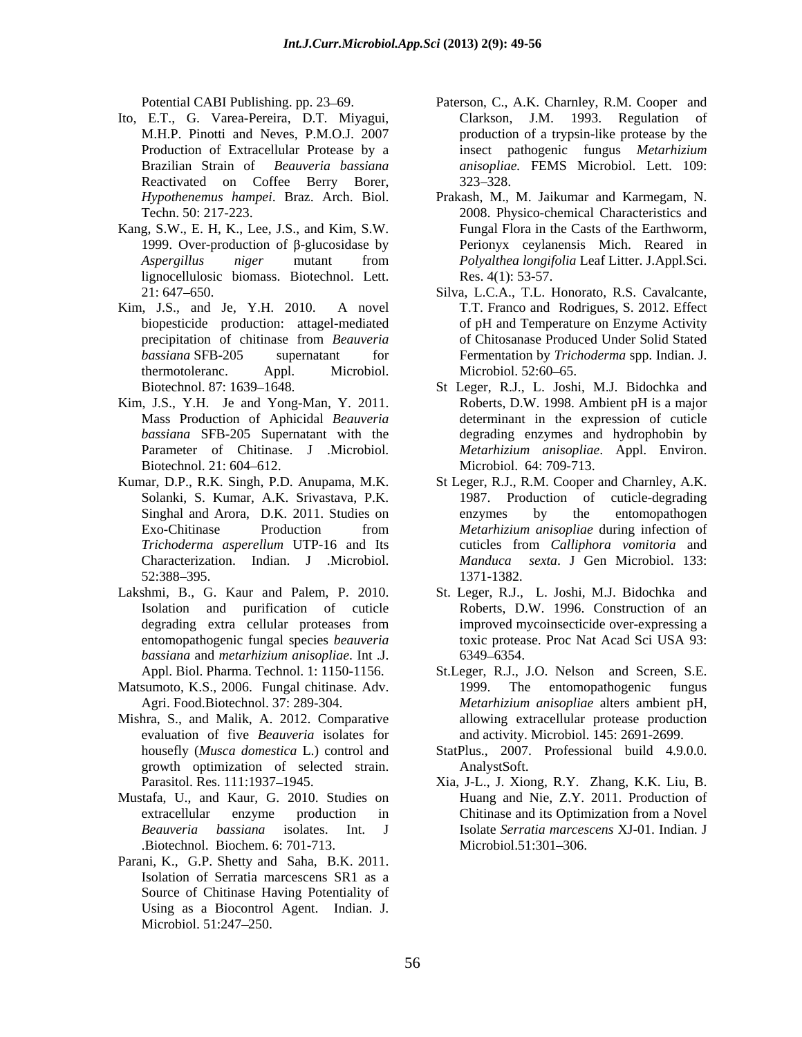Potential CABI Publishing. pp. 23–69.

Ito, E.T., G. Varea-Pereira, D.T. Miyagui, M.H.P. Pinotti and Neves, P.M.O.J. 2007 Production of Extracellular Protease by a Brazilian Strain of *Beauveria bassiana* Reactivated on Coffee Berry Borer, *Hypothenemus hampei*. Braz. Arch. Biol. Techn. 50: 217-223.

Kang, S.W., E. H, K., Lee, J.S., and Kim, S.W. 1999. Over-production of β-glucosidase by *Aspergillus niger* mutant from lignocellulosic biomass. Biotechnol. Lett. 21: 647–650.

Kim, J.S., and Je, Y.H. 2010. A novel biopesticide production: attagel-mediated precipitation of chitinase from *Beauveria bassiana* SFB-205 supernatant for thermotoleranc. Appl. Microbiol. Biotechnol. 87: 1639–1648.

Kim, J.S., Y.H. Je and Yong-Man, Y. 2011. Mass Production of Aphicidal *Beauveria bassiana* SFB-205 Supernatant with the Parameter of Chitinase. J .Microbiol. Biotechnol. 21: 604–612.

Kumar, D.P., R.K. Singh, P.D. Anupama, M.K. Solanki, S. Kumar, A.K. Srivastava, P.K. Singhal and Arora, D.K. 2011. Studies on Exo-Chitinase Production from *Trichoderma asperellum* UTP-16 and Its Characterization. Indian. J .Microbiol. 52:388–395.

Lakshmi, B., G. Kaur and Palem, P. 2010. Isolation and purification of cuticle degrading extra cellular proteases from entomopathogenic fungal species *beauveria bassiana* and *metarhizium anisopliae*. Int .J. Appl. Biol. Pharma. Technol. 1: 1150-1156.

Matsumoto, K.S., 2006. Fungal chitinase. Adv. Agri. Food.Biotechnol. 37: 289-304.

Mishra, S., and Malik, A. 2012. Comparative evaluation of five *Beauveria* isolates for housefly (*Musca domestica* L.) control and growth optimization of selected strain. Parasitol. Res. 111:1937–1945.

Mustafa, U., and Kaur, G. 2010. Studies on extracellular enzyme production in *Beauveria bassiana* isolates. Int. J .Biotechnol. Biochem. 6: 701-713.

Parani, K., G.P. Shetty and Saha, B.K. 2011. Isolation of Serratia marcescens SR1 as a Source of Chitinase Having Potentiality of Using as a Biocontrol Agent. Indian. J. Microbiol. 51:247–250.

Paterson, C., A.K. Charnley, R.M. Cooper and Clarkson, J.M. 1993. Regulation of production of a trypsin-like protease by the insect pathogenic fungus *Metarhizium anisopliae.* FEMS Microbiol. Lett. 109: 323–328.

Prakash, M., M. Jaikumar and Karmegam, N. 2008. Physico-chemical Characteristics and Fungal Flora in the Casts of the Earthworm, Perionyx ceylanensis Mich. Reared in *Polyalthea longifolia* Leaf Litter. J.Appl.Sci. Res. 4(1): 53-57.

Silva, L.C.A., T.L. Honorato, R.S. Cavalcante, T.T. Franco and Rodrigues, S. 2012. Effect of pH and Temperature on Enzyme Activity of Chitosanase Produced Under Solid Stated Fermentation by *Trichoderma* spp. Indian. J. Microbiol. 52:60–65.

St Leger, R.J., L. Joshi, M.J. Bidochka and Roberts, D.W. 1998. Ambient pH is a major determinant in the expression of cuticle degrading enzymes and hydrophobin by *Metarhizium anisopliae*. Appl. Environ. Microbiol. 64: 709-713.

St Leger, R.J., R.M. Cooper and Charnley, A.K. 1987. Production of cuticle-degrading enzymes by the entomopathogen *Metarhizium anisopliae* during infection of cuticles from *Calliphora vomitoria* and *Manduca sexta*. J Gen Microbiol. 133: 1371-1382.

St. Leger, R.J., L. Joshi, M.J. Bidochka and Roberts, D.W. 1996. Construction of an improved mycoinsecticide over-expressing a toxic protease. Proc Nat Acad Sci USA 93: 6349–6354.

St.Leger, R.J., J.O. Nelson and Screen, S.E. 1999. The entomopathogenic fungus *Metarhizium anisopliae* alters ambient pH, allowing extracellular protease production and activity. Microbiol. 145: 2691-2699.

StatPlus., 2007. Professional build 4.9.0.0. AnalystSoft.

Xia, J-L., J. Xiong, R.Y. Zhang, K.K. Liu, B. Huang and Nie, Z.Y. 2011. Production of Chitinase and its Optimization from a Novel Isolate *Serratia marcescens* XJ-01. Indian. J Microbiol.51:301–306.